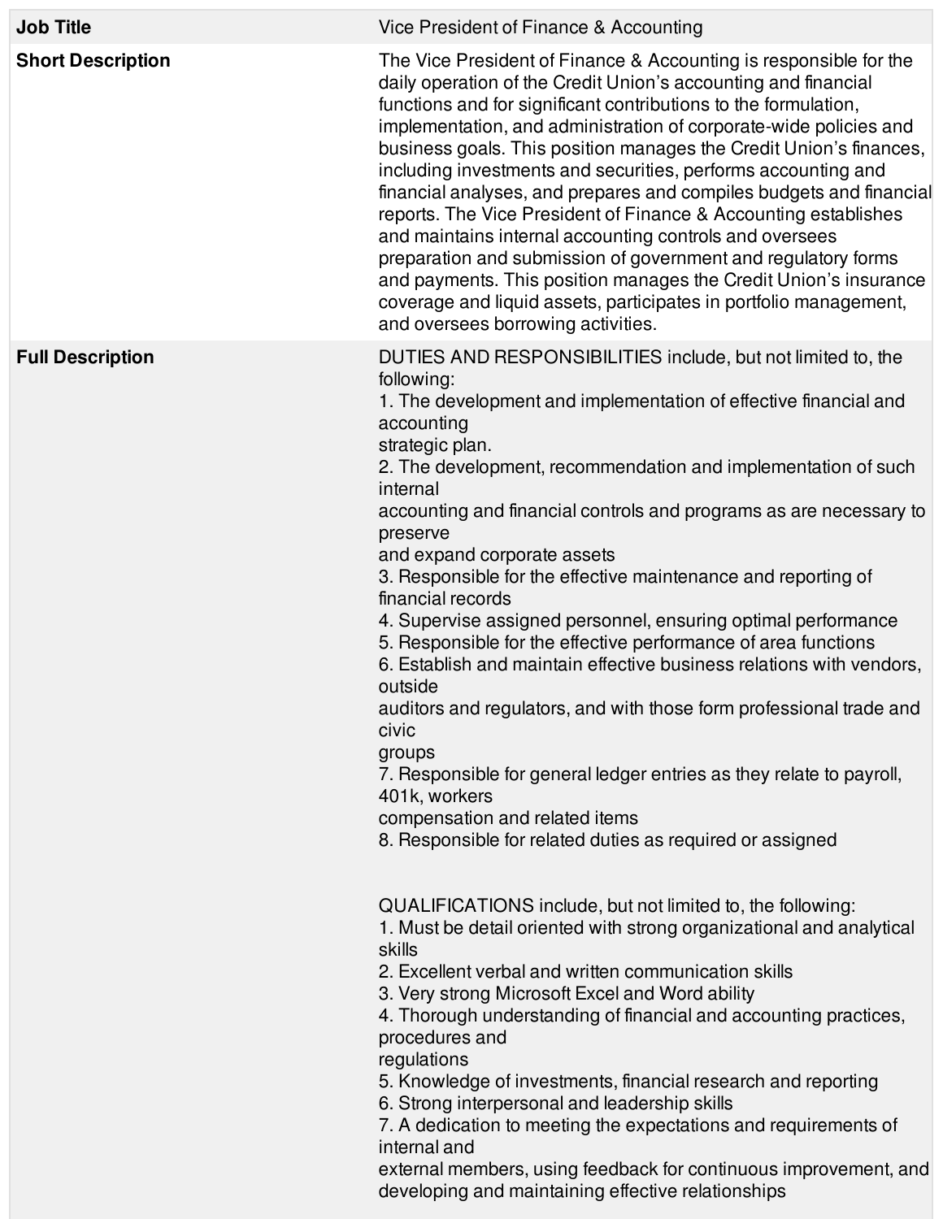| **Job Title** | Vice President of Finance & Accounting |
|---|---|
| **Short Description** | The Vice President of Finance & Accounting is responsible for the daily operation of the Credit Union's accounting and financial functions and for significant contributions to the formulation, implementation, and administration of corporate-wide policies and business goals. This position manages the Credit Union's finances, including investments and securities, performs accounting and financial analyses, and prepares and compiles budgets and financial reports. The Vice President of Finance & Accounting establishes and maintains internal accounting controls and oversees preparation and submission of government and regulatory forms and payments. This position manages the Credit Union's insurance coverage and liquid assets, participates in portfolio management, and oversees borrowing activities. |
| **Full Description** | DUTIES AND RESPONSIBILITIES include, but not limited to, the following:<br>1. The development and implementation of effective financial and accounting strategic plan.<br>2. The development, recommendation and implementation of such internal accounting and financial controls and programs as are necessary to preserve and expand corporate assets<br>3. Responsible for the effective maintenance and reporting of financial records<br>4. Supervise assigned personnel, ensuring optimal performance<br>5. Responsible for the effective performance of area functions<br>6. Establish and maintain effective business relations with vendors, outside auditors and regulators, and with those form professional trade and civic groups<br>7. Responsible for general ledger entries as they relate to payroll, 401k, workers compensation and related items<br>8. Responsible for related duties as required or assigned<br><br>QUALIFICATIONS include, but not limited to, the following:<br>1. Must be detail oriented with strong organizational and analytical skills<br>2. Excellent verbal and written communication skills<br>3. Very strong Microsoft Excel and Word ability<br>4. Thorough understanding of financial and accounting practices, procedures and regulations<br>5. Knowledge of investments, financial research and reporting<br>6. Strong interpersonal and leadership skills<br>7. A dedication to meeting the expectations and requirements of internal and external members, using feedback for continuous improvement, and developing and maintaining effective relationships |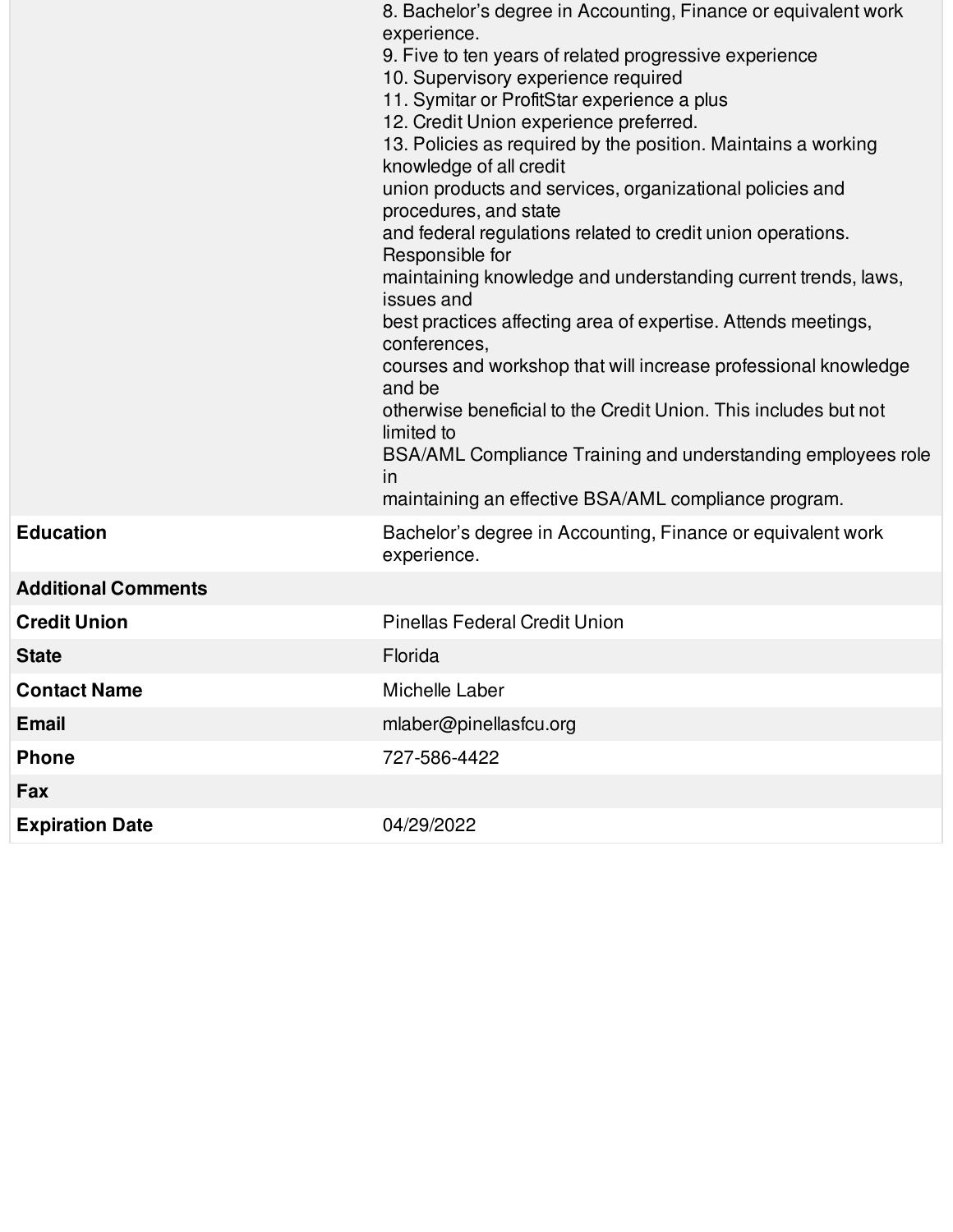| | |
|---|---|
| | 8. Bachelor's degree in Accounting, Finance or equivalent work experience.<br>9. Five to ten years of related progressive experience<br>10. Supervisory experience required<br>11. Symitar or ProfitStar experience a plus<br>12. Credit Union experience preferred.<br>13. Policies as required by the position. Maintains a working knowledge of all credit union products and services, organizational policies and procedures, and state and federal regulations related to credit union operations. Responsible for maintaining knowledge and understanding current trends, laws, issues and best practices affecting area of expertise. Attends meetings, conferences, courses and workshop that will increase professional knowledge and be otherwise beneficial to the Credit Union. This includes but not limited to BSA/AML Compliance Training and understanding employees role in maintaining an effective BSA/AML compliance program. |
| **Education** | Bachelor's degree in Accounting, Finance or equivalent work experience. |
| **Additional Comments** | |
| **Credit Union** | Pinellas Federal Credit Union |
| **State** | Florida |
| **Contact Name** | Michelle Laber |
| **Email** | mlaber@pinellasfcu.org |
| **Phone** | 727-586-4422 |
| **Fax** | |
| **Expiration Date** | 04/29/2022 |